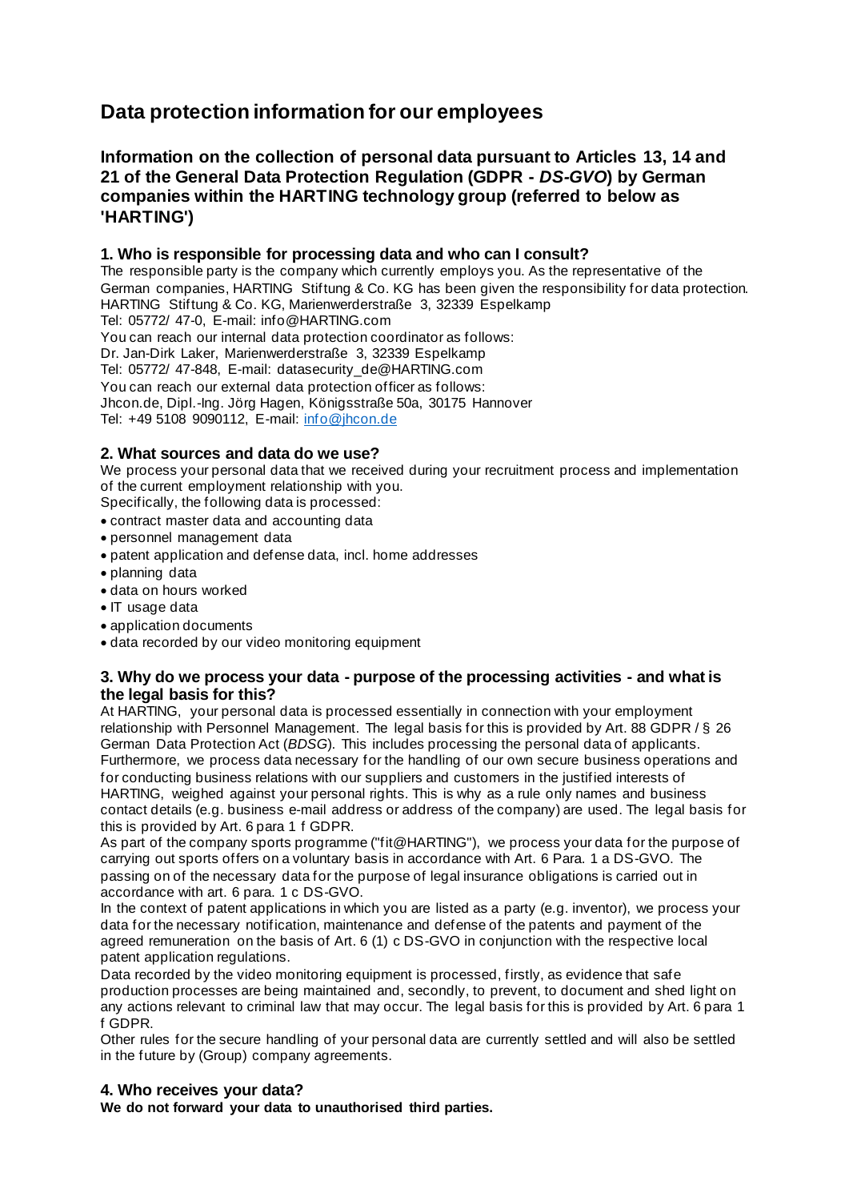# Data protection information for our employees

## Information on the collection of personal data pursuant to Articles 13, 14 and 21 of the General Data Protection Regulation (GDPR - *DS-GVO*) by German companies within the HARTING technology group (referred to below as 'HARTING')

### 1. Who is responsible for processing data and who can I consult?

The responsible party is the company which currently employs you. As the representative of the German companies, HARTING Stiftung & Co. KG has been given the responsibility for data protection.
HARTING Stiftung & Co. KG, Marienwerderstraße 3, 32339 Espelkamp
Tel: 05772/ 47-0, E-mail: info@HARTING.com
You can reach our internal data protection coordinator as follows:
Dr. Jan-Dirk Laker, Marienwerderstraße 3, 32339 Espelkamp
Tel: 05772/ 47-848, E-mail: datasecurity_de@HARTING.com
You can reach our external data protection officer as follows:
Jhcon.de, Dipl.-Ing. Jörg Hagen, Königsstraße 50a, 30175 Hannover
Tel: +49 5108 9090112, E-mail: info@jhcon.de

### 2. What sources and data do we use?

We process your personal data that we received during your recruitment process and implementation of the current employment relationship with you.
Specifically, the following data is processed:

- contract master data and accounting data
- personnel management data
- patent application and defense data, incl. home addresses
- planning data
- data on hours worked
- IT usage data
- application documents
- data recorded by our video monitoring equipment

### 3. Why do we process your data - purpose of the processing activities - and what is the legal basis for this?

At HARTING, your personal data is processed essentially in connection with your employment relationship with Personnel Management. The legal basis for this is provided by Art. 88 GDPR / § 26 German Data Protection Act (*BDSG*). This includes processing the personal data of applicants.
Furthermore, we process data necessary for the handling of our own secure business operations and for conducting business relations with our suppliers and customers in the justified interests of HARTING, weighed against your personal rights. This is why as a rule only names and business contact details (e.g. business e-mail address or address of the company) are used. The legal basis for this is provided by Art. 6 para 1 f GDPR.
As part of the company sports programme ("fit@HARTING"), we process your data for the purpose of carrying out sports offers on a voluntary basis in accordance with Art. 6 Para. 1 a DS-GVO. The passing on of the necessary data for the purpose of legal insurance obligations is carried out in accordance with art. 6 para. 1 c DS-GVO.
In the context of patent applications in which you are listed as a party (e.g. inventor), we process your data for the necessary notification, maintenance and defense of the patents and payment of the agreed remuneration on the basis of Art. 6 (1) c DS-GVO in conjunction with the respective local patent application regulations.
Data recorded by the video monitoring equipment is processed, firstly, as evidence that safe production processes are being maintained and, secondly, to prevent, to document and shed light on any actions relevant to criminal law that may occur. The legal basis for this is provided by Art. 6 para 1 f GDPR.
Other rules for the secure handling of your personal data are currently settled and will also be settled in the future by (Group) company agreements.

### 4. Who receives your data?

**We do not forward your data to unauthorised third parties.**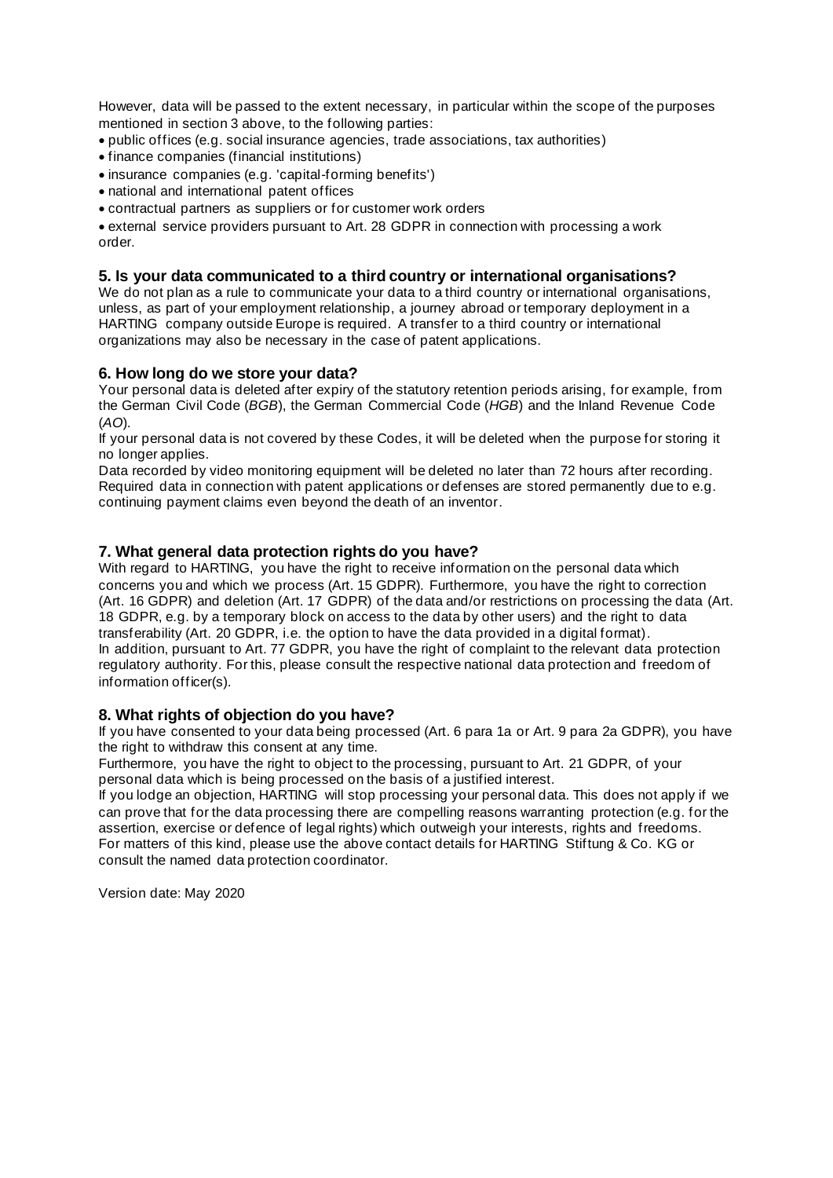However, data will be passed to the extent necessary, in particular within the scope of the purposes mentioned in section 3 above, to the following parties:

- public offices (e.g. social insurance agencies, trade associations, tax authorities)
- finance companies (financial institutions)
- insurance companies (e.g. 'capital-forming benefits')
- national and international patent offices
- contractual partners as suppliers or for customer work orders
- external service providers pursuant to Art. 28 GDPR in connection with processing a work order.

### 5. Is your data communicated to a third country or international organisations?

We do not plan as a rule to communicate your data to a third country or international organisations, unless, as part of your employment relationship, a journey abroad or temporary deployment in a HARTING company outside Europe is required. A transfer to a third country or international organizations may also be necessary in the case of patent applications.

### 6. How long do we store your data?

Your personal data is deleted after expiry of the statutory retention periods arising, for example, from the German Civil Code (*BGB*), the German Commercial Code (*HGB*) and the Inland Revenue Code (*AO*).
If your personal data is not covered by these Codes, it will be deleted when the purpose for storing it no longer applies.
Data recorded by video monitoring equipment will be deleted no later than 72 hours after recording.
Required data in connection with patent applications or defenses are stored permanently due to e.g. continuing payment claims even beyond the death of an inventor.

### 7. What general data protection rights do you have?

With regard to HARTING, you have the right to receive information on the personal data which concerns you and which we process (Art. 15 GDPR). Furthermore, you have the right to correction (Art. 16 GDPR) and deletion (Art. 17 GDPR) of the data and/or restrictions on processing the data (Art. 18 GDPR, e.g. by a temporary block on access to the data by other users) and the right to data transferability (Art. 20 GDPR, i.e. the option to have the data provided in a digital format).
In addition, pursuant to Art. 77 GDPR, you have the right of complaint to the relevant data protection regulatory authority. For this, please consult the respective national data protection and freedom of information officer(s).

### 8. What rights of objection do you have?

If you have consented to your data being processed (Art. 6 para 1a or Art. 9 para 2a GDPR), you have the right to withdraw this consent at any time.
Furthermore, you have the right to object to the processing, pursuant to Art. 21 GDPR, of your personal data which is being processed on the basis of a justified interest.
If you lodge an objection, HARTING will stop processing your personal data. This does not apply if we can prove that for the data processing there are compelling reasons warranting protection (e.g. for the assertion, exercise or defence of legal rights) which outweigh your interests, rights and freedoms.
For matters of this kind, please use the above contact details for HARTING Stiftung & Co. KG or consult the named data protection coordinator.

Version date: May 2020